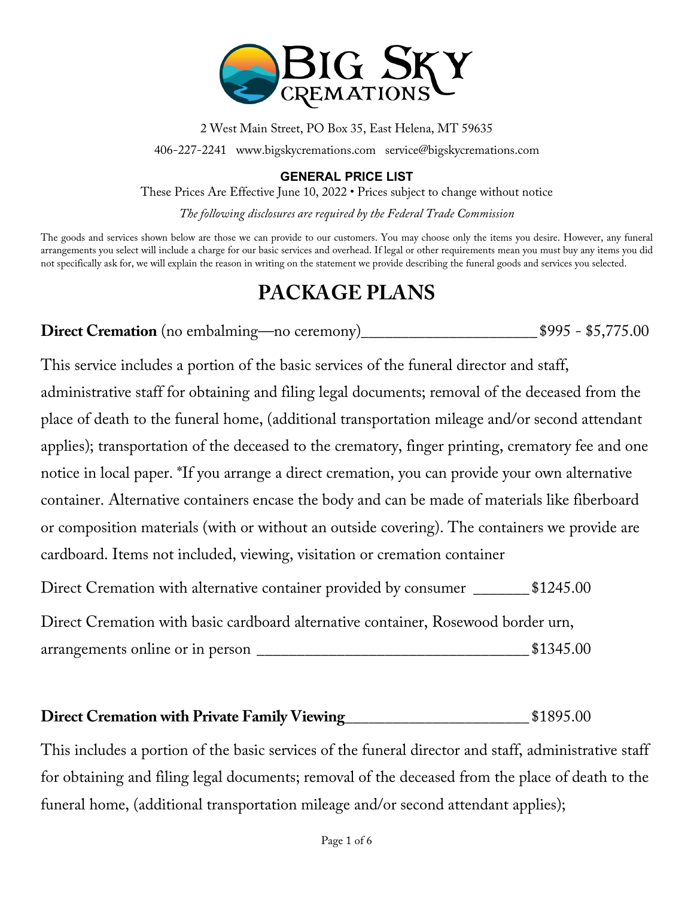# BIG SKY CREMATIONS

2 West Main Street, PO Box 35, East Helena, MT 59635

406-227-2241 www.bigskycremations.com service@bigskycremations.com

**GENERAL PRICE LIST**

These Prices Are Effective June 10, 2022 • Prices subject to change without notice

*The following disclosures are required by the Federal Trade Commission*

The goods and services shown below are those we can provide to our customers. You may choose only the items you desire. However, any funeral arrangements you select will include a charge for our basic services and overhead. If legal or other requirements mean you must buy any items you did not specifically ask for, we will explain the reason in writing on the statement we provide describing the funeral goods and services you selected.

## PACKAGE PLANS

**Direct Cremation** (no embalming—no ceremony)______________________$995 - $5,775.00

This service includes a portion of the basic services of the funeral director and staff, administrative staff for obtaining and filing legal documents; removal of the deceased from the place of death to the funeral home, (additional transportation mileage and/or second attendant applies); transportation of the deceased to the crematory, finger printing, crematory fee and one notice in local paper. *If you arrange a direct cremation, you can provide your own alternative container. Alternative containers encase the body and can be made of materials like fiberboard or composition materials (with or without an outside covering). The containers we provide are cardboard. Items not included, viewing, visitation or cremation container

Direct Cremation with alternative container provided by consumer _______$1245.00

Direct Cremation with basic cardboard alternative container, Rosewood border urn, arrangements online or in person __________________________________$1345.00

**Direct Cremation with Private Family Viewing**_______________________$1895.00

This includes a portion of the basic services of the funeral director and staff, administrative staff for obtaining and filing legal documents; removal of the deceased from the place of death to the funeral home, (additional transportation mileage and/or second attendant applies);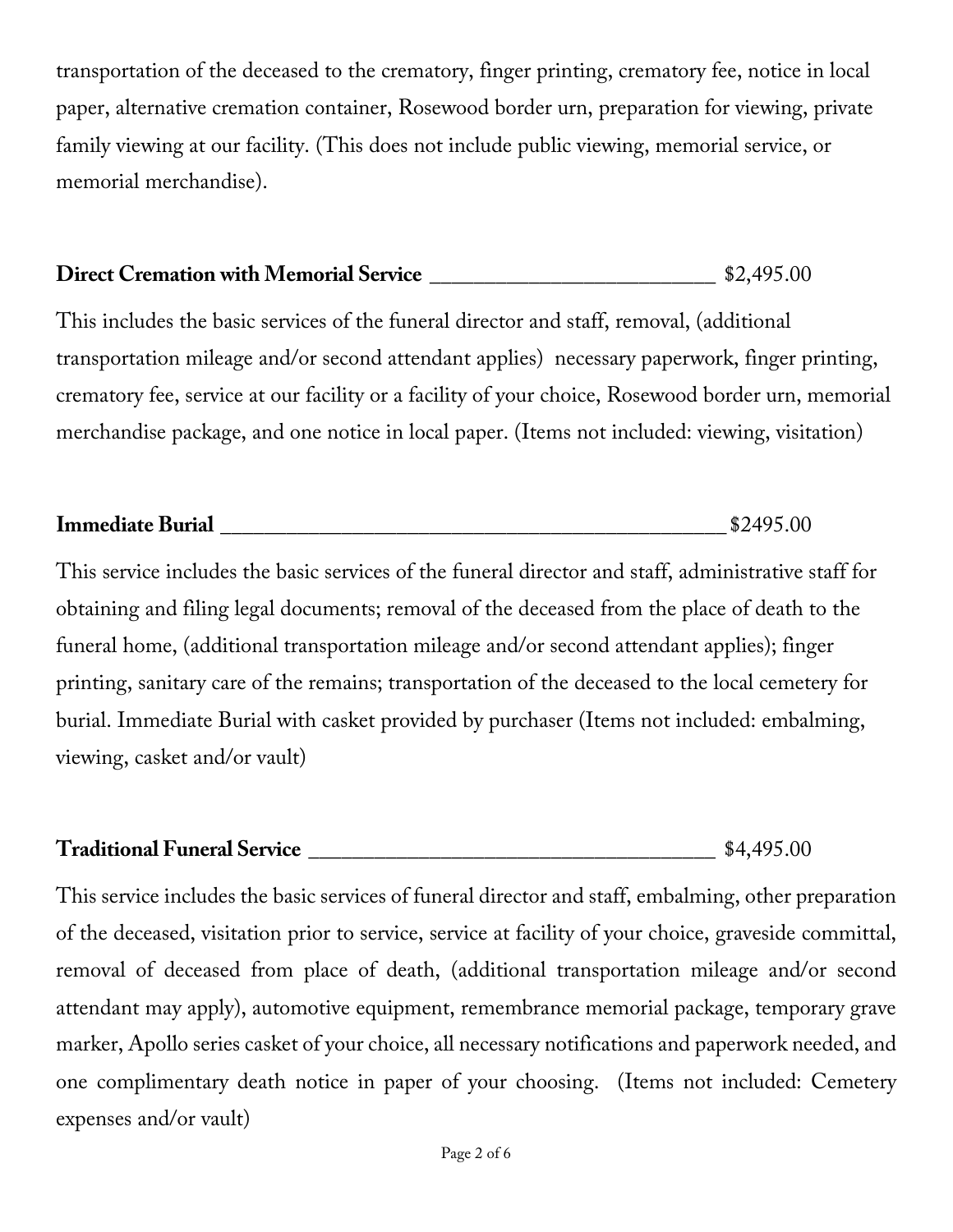transportation of the deceased to the crematory, finger printing, crematory fee, notice in local paper, alternative cremation container, Rosewood border urn, preparation for viewing, private family viewing at our facility. (This does not include public viewing, memorial service, or memorial merchandise).

**Direct Cremation with Memorial Service** ___________________________ $2,495.00

This includes the basic services of the funeral director and staff, removal, (additional transportation mileage and/or second attendant applies) necessary paperwork, finger printing, crematory fee, service at our facility or a facility of your choice, Rosewood border urn, memorial merchandise package, and one notice in local paper. (Items not included: viewing, visitation)

**Immediate Burial** _______________________________________________ $2495.00

This service includes the basic services of the funeral director and staff, administrative staff for obtaining and filing legal documents; removal of the deceased from the place of death to the funeral home, (additional transportation mileage and/or second attendant applies); finger printing, sanitary care of the remains; transportation of the deceased to the local cemetery for burial. Immediate Burial with casket provided by purchaser (Items not included: embalming, viewing, casket and/or vault)

**Traditional Funeral Service** _____________________________________ $4,495.00

This service includes the basic services of funeral director and staff, embalming, other preparation of the deceased, visitation prior to service, service at facility of your choice, graveside committal, removal of deceased from place of death, (additional transportation mileage and/or second attendant may apply), automotive equipment, remembrance memorial package, temporary grave marker, Apollo series casket of your choice, all necessary notifications and paperwork needed, and one complimentary death notice in paper of your choosing. (Items not included: Cemetery expenses and/or vault)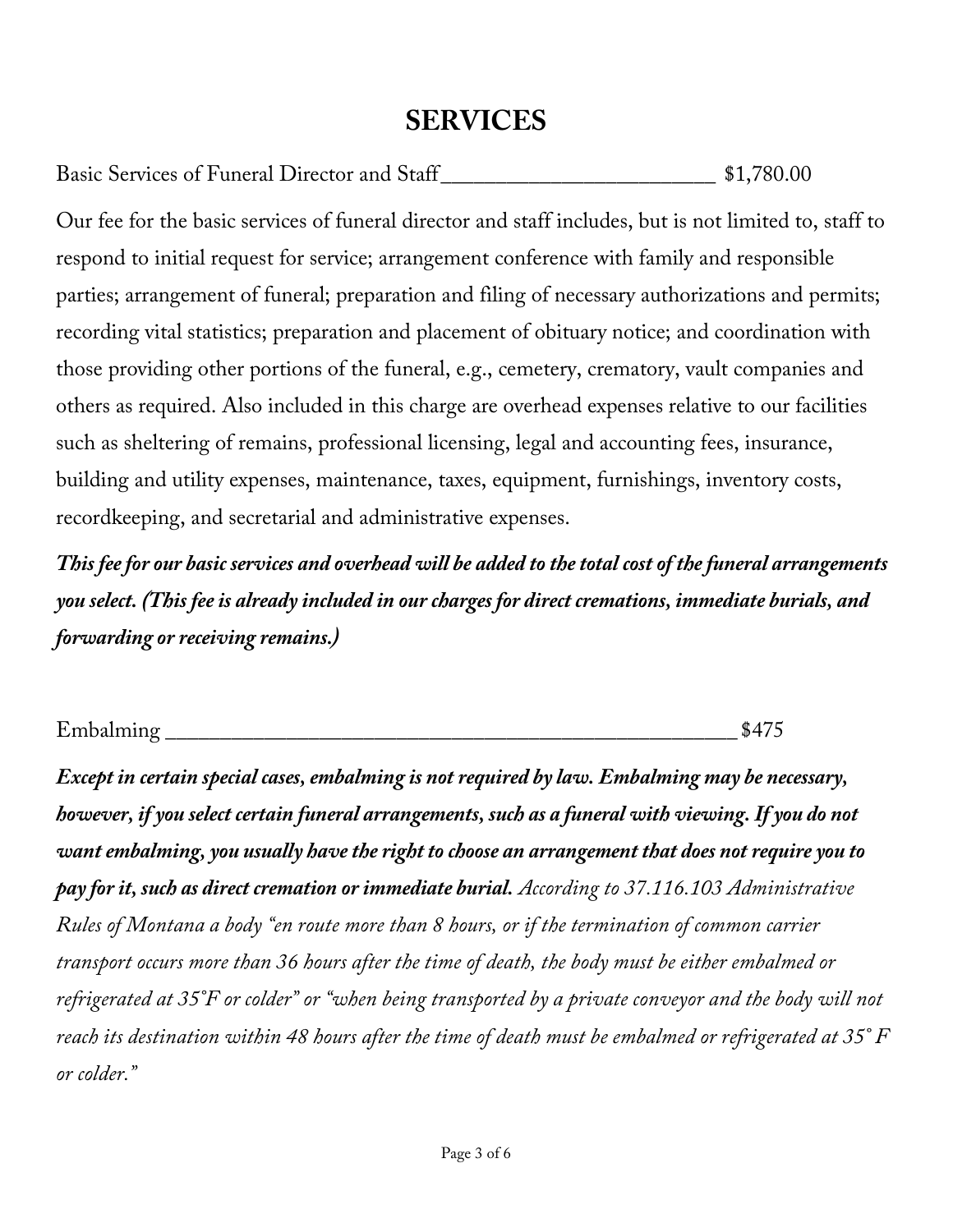# SERVICES

Basic Services of Funeral Director and Staff________________________ $1,780.00

Our fee for the basic services of funeral director and staff includes, but is not limited to, staff to respond to initial request for service; arrangement conference with family and responsible parties; arrangement of funeral; preparation and filing of necessary authorizations and permits; recording vital statistics; preparation and placement of obituary notice; and coordination with those providing other portions of the funeral, e.g., cemetery, crematory, vault companies and others as required. Also included in this charge are overhead expenses relative to our facilities such as sheltering of remains, professional licensing, legal and accounting fees, insurance, building and utility expenses, maintenance, taxes, equipment, furnishings, inventory costs, recordkeeping, and secretarial and administrative expenses.

***This fee for our basic services and overhead will be added to the total cost of the funeral arrangements you select. (This fee is already included in our charges for direct cremations, immediate burials, and forwarding or receiving remains.)***

Embalming ______________________________________________________ $475

***Except in certain special cases, embalming is not required by law. Embalming may be necessary, however, if you select certain funeral arrangements, such as a funeral with viewing. If you do not want embalming, you usually have the right to choose an arrangement that does not require you to pay for it, such as direct cremation or immediate burial.*** *According to 37.116.103 Administrative Rules of Montana a body "en route more than 8 hours, or if the termination of common carrier transport occurs more than 36 hours after the time of death, the body must be either embalmed or refrigerated at 35°F or colder" or "when being transported by a private conveyor and the body will not reach its destination within 48 hours after the time of death must be embalmed or refrigerated at 35° F or colder."*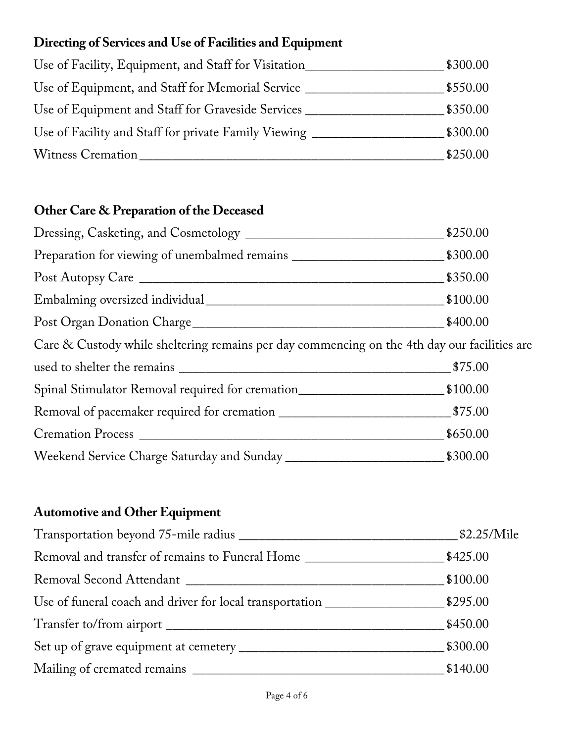**Directing of Services and Use of Facilities and Equipment**

| Item | Price |
|---|---|
| Use of Facility, Equipment, and Staff for Visitation | $300.00 |
| Use of Equipment, and Staff for Memorial Service | $550.00 |
| Use of Equipment and Staff for Graveside Services | $350.00 |
| Use of Facility and Staff for private Family Viewing | $300.00 |
| Witness Cremation | $250.00 |

**Other Care & Preparation of the Deceased**

| Item | Price |
|---|---|
| Dressing, Casketing, and Cosmetology | $250.00 |
| Preparation for viewing of unembalmed remains | $300.00 |
| Post Autopsy Care | $350.00 |
| Embalming oversized individual | $100.00 |
| Post Organ Donation Charge | $400.00 |
| Care & Custody while sheltering remains per day commencing on the 4th day our facilities are used to shelter the remains | $75.00 |
| Spinal Stimulator Removal required for cremation | $100.00 |
| Removal of pacemaker required for cremation | $75.00 |
| Cremation Process | $650.00 |
| Weekend Service Charge Saturday and Sunday | $300.00 |

**Automotive and Other Equipment**

| Item | Price |
|---|---|
| Transportation beyond 75-mile radius | $2.25/Mile |
| Removal and transfer of remains to Funeral Home | $425.00 |
| Removal Second Attendant | $100.00 |
| Use of funeral coach and driver for local transportation | $295.00 |
| Transfer to/from airport | $450.00 |
| Set up of grave equipment at cemetery | $300.00 |
| Mailing of cremated remains | $140.00 |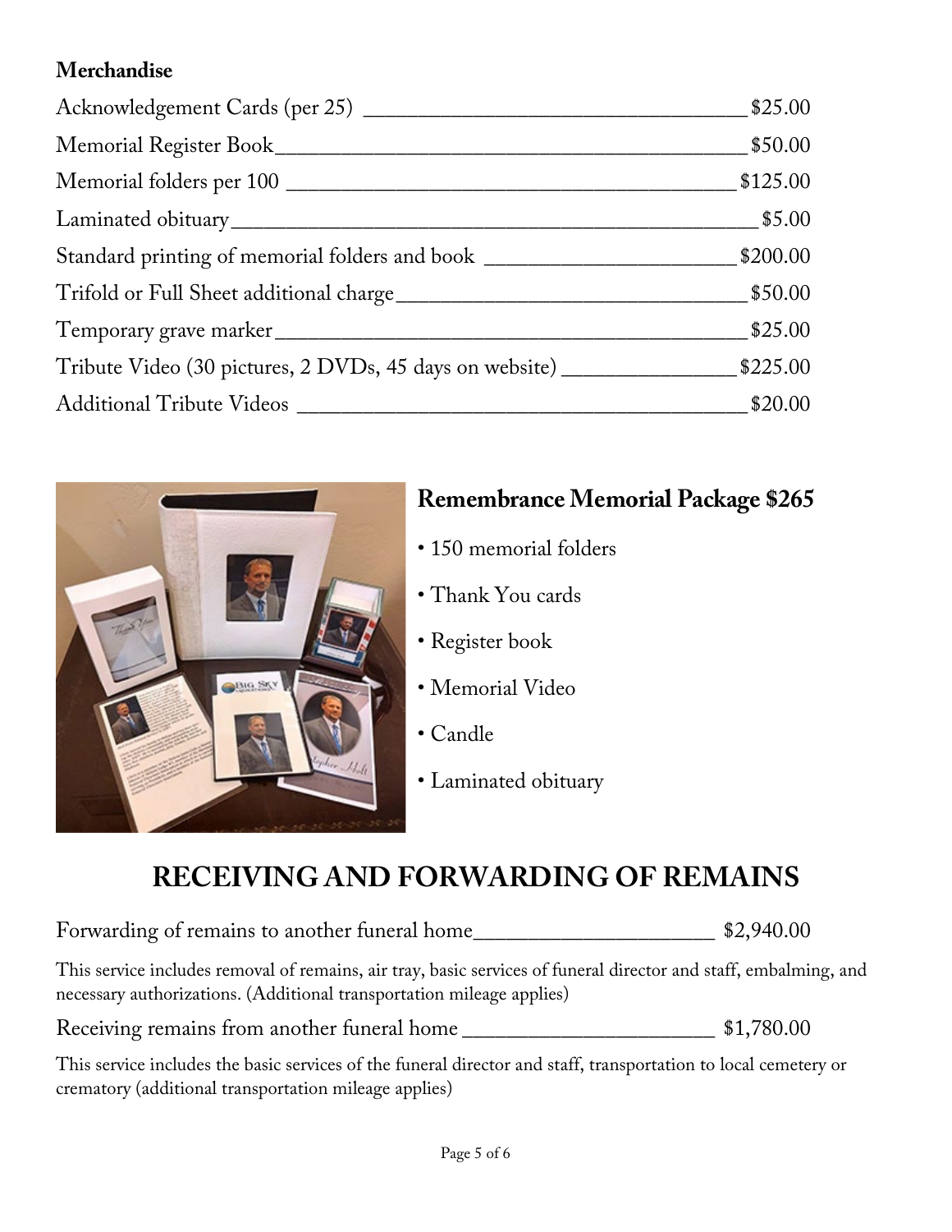**Merchandise**

| Item | Price |
|---|---|
| Acknowledgement Cards (per 25) | $25.00 |
| Memorial Register Book | $50.00 |
| Memorial folders per 100 | $125.00 |
| Laminated obituary | $5.00 |
| Standard printing of memorial folders and book | $200.00 |
| Trifold or Full Sheet additional charge | $50.00 |
| Temporary grave marker | $25.00 |
| Tribute Video (30 pictures, 2 DVDs, 45 days on website) | $225.00 |
| Additional Tribute Videos | $20.00 |

## Remembrance Memorial Package $265

- 150 memorial folders
- Thank You cards
- Register book
- Memorial Video
- Candle
- Laminated obituary

# RECEIVING AND FORWARDING OF REMAINS

Forwarding of remains to another funeral home ______ $2,940.00

This service includes removal of remains, air tray, basic services of funeral director and staff, embalming, and necessary authorizations. (Additional transportation mileage applies)

Receiving remains from another funeral home ______ $1,780.00

This service includes the basic services of the funeral director and staff, transportation to local cemetery or crematory (additional transportation mileage applies)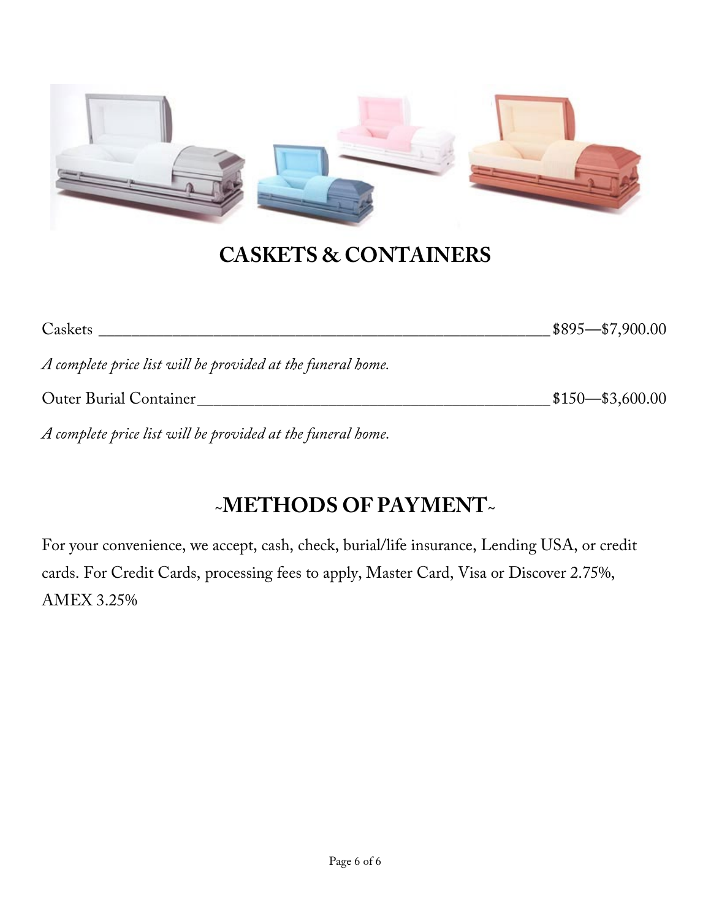## CASKETS & CONTAINERS

Caskets ______________________________________________________ $895—$7,900.00

*A complete price list will be provided at the funeral home.*

Outer Burial Container_____________________________________________ $150—$3,600.00

*A complete price list will be provided at the funeral home.*

## ~METHODS OF PAYMENT~

For your convenience, we accept, cash, check, burial/life insurance, Lending USA, or credit cards. For Credit Cards, processing fees to apply, Master Card, Visa or Discover 2.75%, AMEX 3.25%